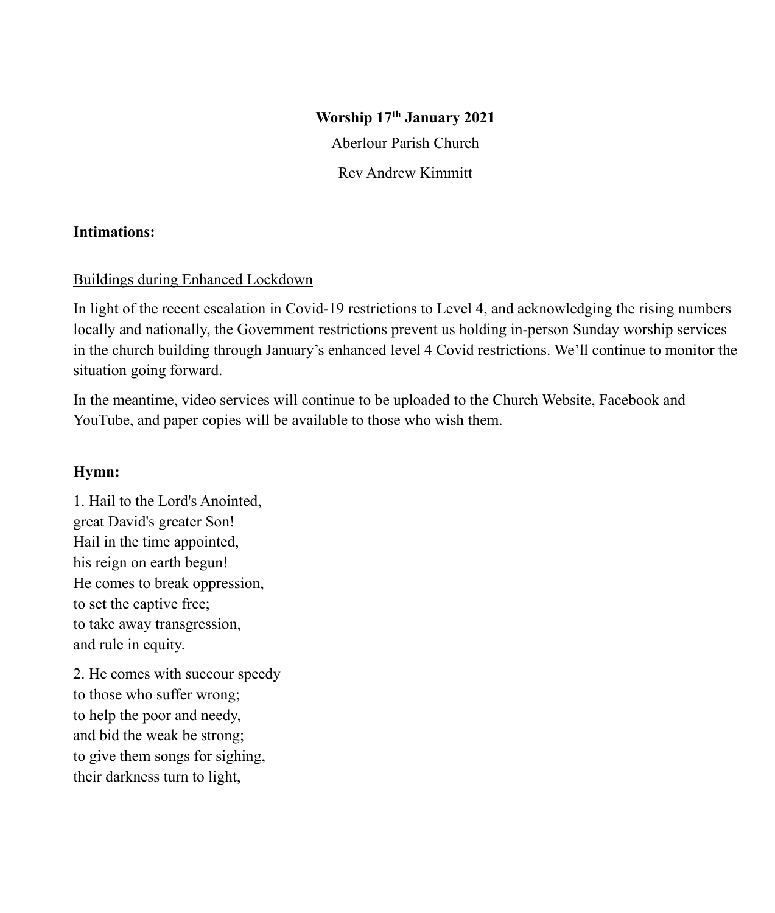**Worship 17th January 2021**

Aberlour Parish Church

Rev Andrew Kimmitt

**Intimations:**

Buildings during Enhanced Lockdown

In light of the recent escalation in Covid-19 restrictions to Level 4, and acknowledging the rising numbers locally and nationally, the Government restrictions prevent us holding in-person Sunday worship services in the church building through January's enhanced level 4 Covid restrictions. We'll continue to monitor the situation going forward.

In the meantime, video services will continue to be uploaded to the Church Website, Facebook and YouTube, and paper copies will be available to those who wish them.

**Hymn:**

1. Hail to the Lord's Anointed,
great David's greater Son!
Hail in the time appointed,
his reign on earth begun!
He comes to break oppression,
to set the captive free;
to take away transgression,
and rule in equity.

2. He comes with succour speedy
to those who suffer wrong;
to help the poor and needy,
and bid the weak be strong;
to give them songs for sighing,
their darkness turn to light,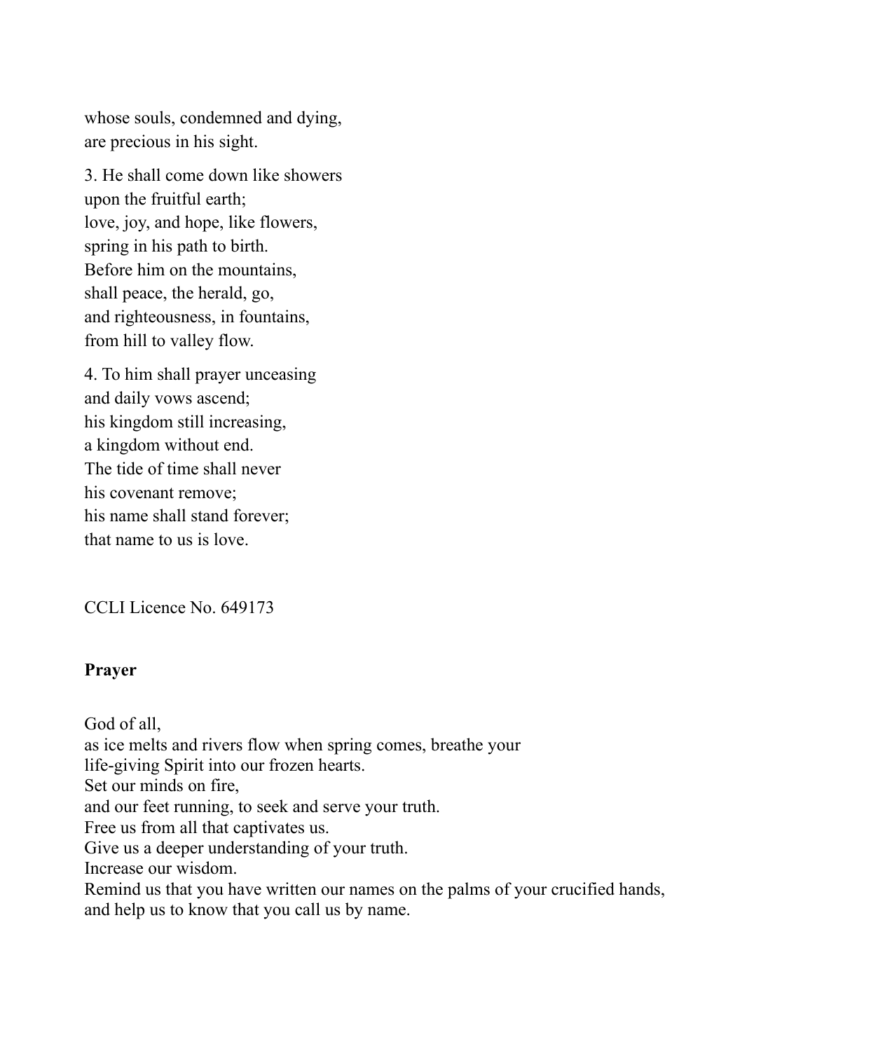whose souls, condemned and dying,  
are precious in his sight.

3. He shall come down like showers  
upon the fruitful earth;  
love, joy, and hope, like flowers,  
spring in his path to birth.  
Before him on the mountains,  
shall peace, the herald, go,  
and righteousness, in fountains,  
from hill to valley flow.

4. To him shall prayer unceasing  
and daily vows ascend;  
his kingdom still increasing,  
a kingdom without end.  
The tide of time shall never  
his covenant remove;  
his name shall stand forever;  
that name to us is love.

CCLI Licence No. 649173

**Prayer**

God of all,  
as ice melts and rivers flow when spring comes, breathe your  
life-giving Spirit into our frozen hearts.  
Set our minds on fire,  
and our feet running, to seek and serve your truth.  
Free us from all that captivates us.  
Give us a deeper understanding of your truth.  
Increase our wisdom.  
Remind us that you have written our names on the palms of your crucified hands,  
and help us to know that you call us by name.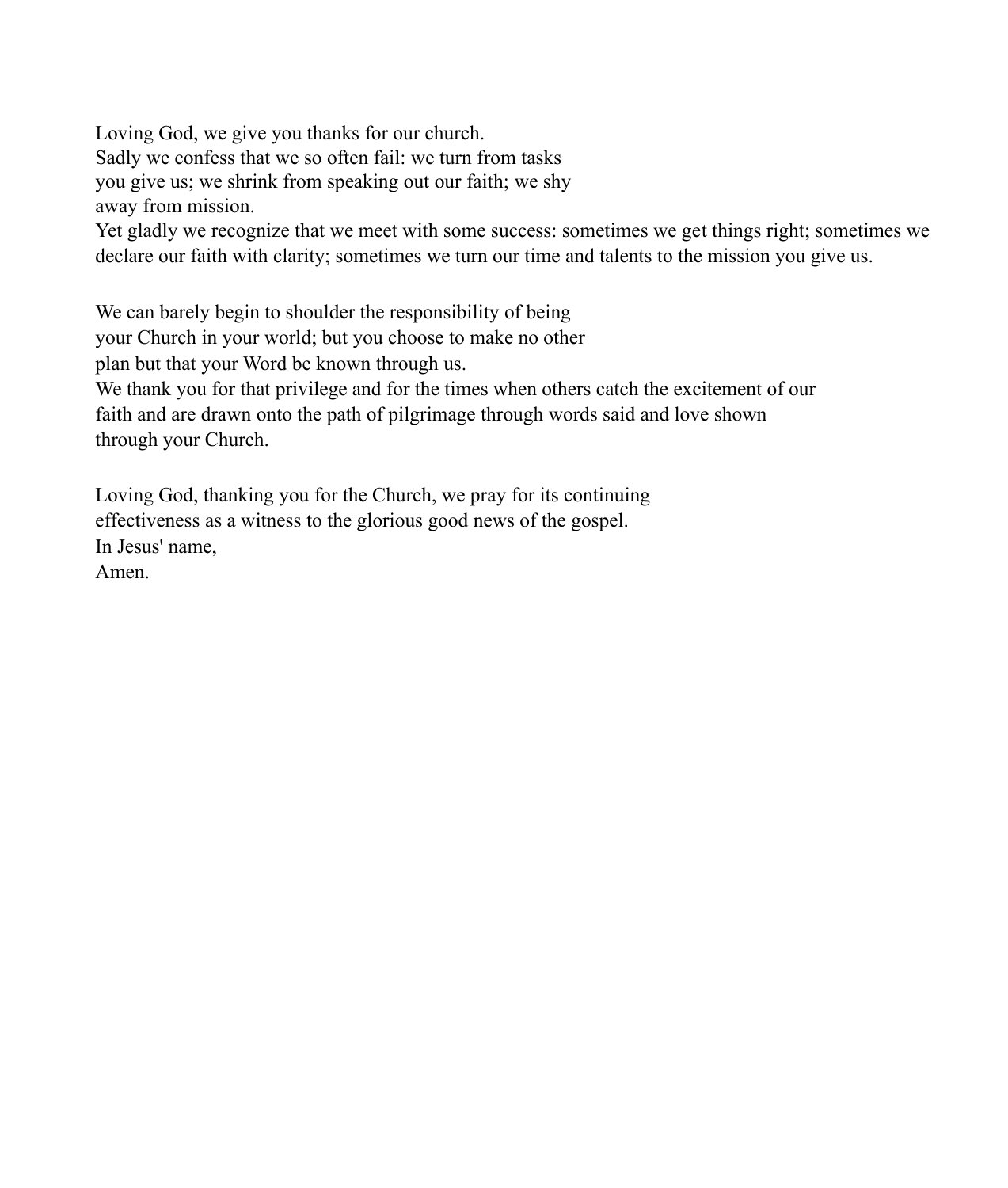Loving God, we give you thanks for our church.
Sadly we confess that we so often fail: we turn from tasks you give us; we shrink from speaking out our faith; we shy away from mission.
Yet gladly we recognize that we meet with some success: sometimes we get things right; sometimes we declare our faith with clarity; sometimes we turn our time and talents to the mission you give us.

We can barely begin to shoulder the responsibility of being your Church in your world; but you choose to make no other plan but that your Word be known through us.
We thank you for that privilege and for the times when others catch the excitement of our faith and are drawn onto the path of pilgrimage through words said and love shown through your Church.

Loving God, thanking you for the Church, we pray for its continuing effectiveness as a witness to the glorious good news of the gospel.
In Jesus' name,
Amen.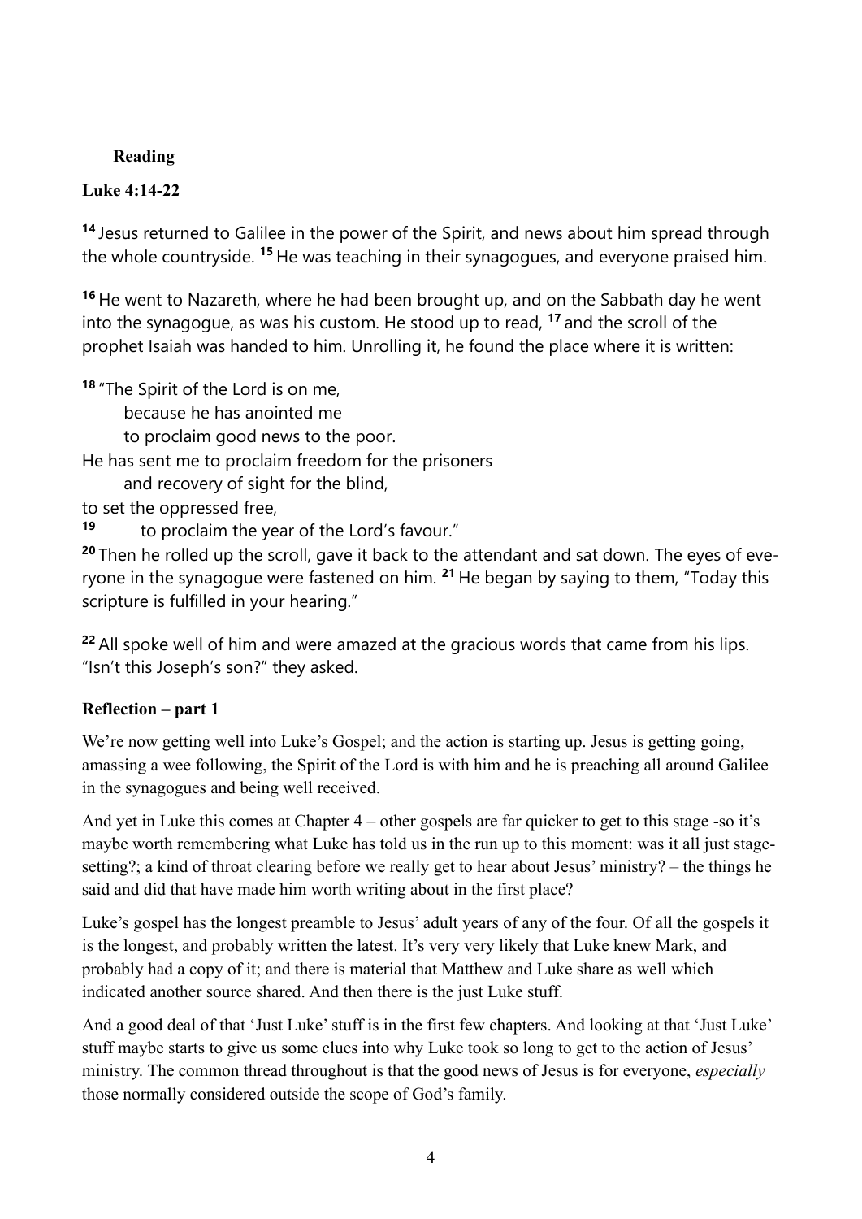**Reading**

**Luke 4:14-22**

[14] Jesus returned to Galilee in the power of the Spirit, and news about him spread through the whole countryside. [15] He was teaching in their synagogues, and everyone praised him.

[16] He went to Nazareth, where he had been brought up, and on the Sabbath day he went into the synagogue, as was his custom. He stood up to read, [17] and the scroll of the prophet Isaiah was handed to him. Unrolling it, he found the place where it is written:

[18] "The Spirit of the Lord is on me,
  because he has anointed me
  to proclaim good news to the poor.
He has sent me to proclaim freedom for the prisoners
  and recovery of sight for the blind,
to set the oppressed free,
[19]   to proclaim the year of the Lord's favour."

[20] Then he rolled up the scroll, gave it back to the attendant and sat down. The eyes of everyone in the synagogue were fastened on him. [21] He began by saying to them, "Today this scripture is fulfilled in your hearing."

[22] All spoke well of him and were amazed at the gracious words that came from his lips. "Isn't this Joseph's son?" they asked.

**Reflection – part 1**

We're now getting well into Luke's Gospel; and the action is starting up. Jesus is getting going, amassing a wee following, the Spirit of the Lord is with him and he is preaching all around Galilee in the synagogues and being well received.

And yet in Luke this comes at Chapter 4 – other gospels are far quicker to get to this stage -so it's maybe worth remembering what Luke has told us in the run up to this moment: was it all just stage-setting?; a kind of throat clearing before we really get to hear about Jesus' ministry? – the things he said and did that have made him worth writing about in the first place?

Luke's gospel has the longest preamble to Jesus' adult years of any of the four. Of all the gospels it is the longest, and probably written the latest. It's very very likely that Luke knew Mark, and probably had a copy of it; and there is material that Matthew and Luke share as well which indicated another source shared. And then there is the just Luke stuff.

And a good deal of that 'Just Luke' stuff is in the first few chapters. And looking at that 'Just Luke' stuff maybe starts to give us some clues into why Luke took so long to get to the action of Jesus' ministry. The common thread throughout is that the good news of Jesus is for everyone, *especially* those normally considered outside the scope of God's family.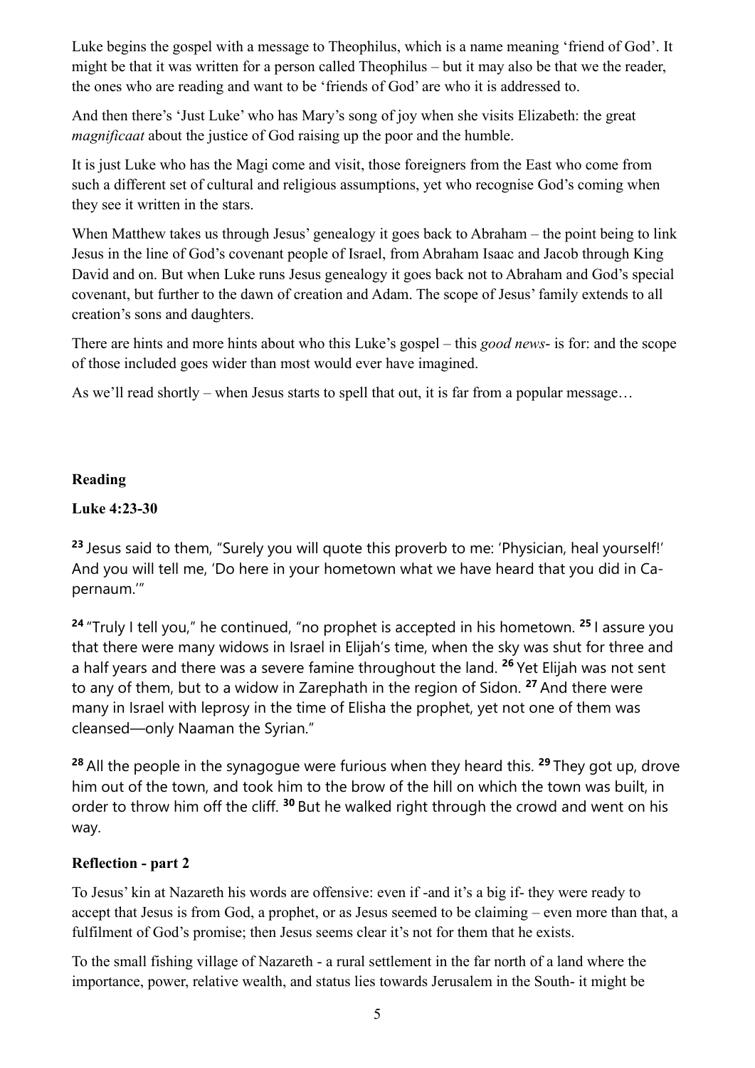Luke begins the gospel with a message to Theophilus, which is a name meaning 'friend of God'. It might be that it was written for a person called Theophilus – but it may also be that we the reader, the ones who are reading and want to be 'friends of God' are who it is addressed to.

And then there's 'Just Luke' who has Mary's song of joy when she visits Elizabeth: the great *magnificaat* about the justice of God raising up the poor and the humble.

It is just Luke who has the Magi come and visit, those foreigners from the East who come from such a different set of cultural and religious assumptions, yet who recognise God's coming when they see it written in the stars.

When Matthew takes us through Jesus' genealogy it goes back to Abraham – the point being to link Jesus in the line of God's covenant people of Israel, from Abraham Isaac and Jacob through King David and on. But when Luke runs Jesus genealogy it goes back not to Abraham and God's special covenant, but further to the dawn of creation and Adam. The scope of Jesus' family extends to all creation's sons and daughters.

There are hints and more hints about who this Luke's gospel – this *good news*- is for: and the scope of those included goes wider than most would ever have imagined.

As we'll read shortly – when Jesus starts to spell that out, it is far from a popular message…

**Reading**

**Luke 4:23-30**

**23** Jesus said to them, "Surely you will quote this proverb to me: 'Physician, heal yourself!' And you will tell me, 'Do here in your hometown what we have heard that you did in Capernaum.'"

**24** "Truly I tell you," he continued, "no prophet is accepted in his hometown. **25** I assure you that there were many widows in Israel in Elijah's time, when the sky was shut for three and a half years and there was a severe famine throughout the land. **26** Yet Elijah was not sent to any of them, but to a widow in Zarephath in the region of Sidon. **27** And there were many in Israel with leprosy in the time of Elisha the prophet, yet not one of them was cleansed—only Naaman the Syrian."

**28** All the people in the synagogue were furious when they heard this. **29** They got up, drove him out of the town, and took him to the brow of the hill on which the town was built, in order to throw him off the cliff. **30** But he walked right through the crowd and went on his way.

**Reflection - part 2**

To Jesus' kin at Nazareth his words are offensive: even if -and it's a big if- they were ready to accept that Jesus is from God, a prophet, or as Jesus seemed to be claiming – even more than that, a fulfilment of God's promise; then Jesus seems clear it's not for them that he exists.

To the small fishing village of Nazareth - a rural settlement in the far north of a land where the importance, power, relative wealth, and status lies towards Jerusalem in the South- it might be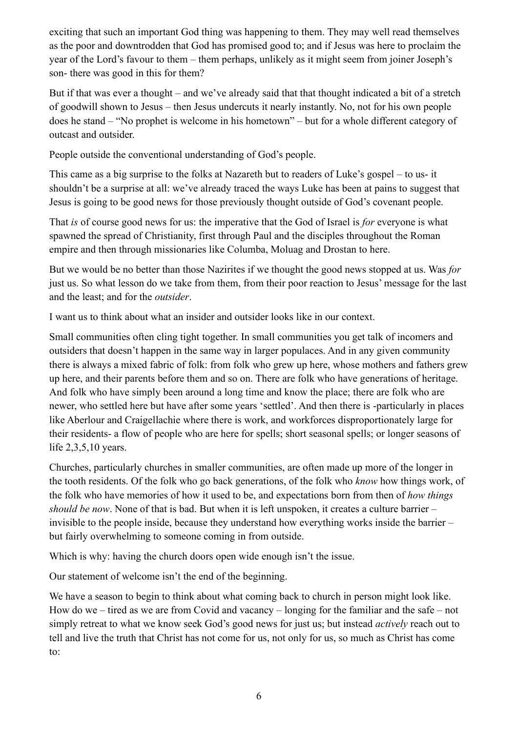exciting that such an important God thing was happening to them. They may well read themselves as the poor and downtrodden that God has promised good to; and if Jesus was here to proclaim the year of the Lord's favour to them – them perhaps, unlikely as it might seem from joiner Joseph's son- there was good in this for them?

But if that was ever a thought – and we've already said that that thought indicated a bit of a stretch of goodwill shown to Jesus – then Jesus undercuts it nearly instantly. No, not for his own people does he stand – "No prophet is welcome in his hometown" – but for a whole different category of outcast and outsider.

People outside the conventional understanding of God's people.

This came as a big surprise to the folks at Nazareth but to readers of Luke's gospel – to us- it shouldn't be a surprise at all: we've already traced the ways Luke has been at pains to suggest that Jesus is going to be good news for those previously thought outside of God's covenant people.

That *is* of course good news for us: the imperative that the God of Israel is *for* everyone is what spawned the spread of Christianity, first through Paul and the disciples throughout the Roman empire and then through missionaries like Columba, Moluag and Drostan to here.

But we would be no better than those Nazirites if we thought the good news stopped at us. Was *for* just us. So what lesson do we take from them, from their poor reaction to Jesus' message for the last and the least; and for the *outsider*.

I want us to think about what an insider and outsider looks like in our context.

Small communities often cling tight together. In small communities you get talk of incomers and outsiders that doesn't happen in the same way in larger populaces. And in any given community there is always a mixed fabric of folk: from folk who grew up here, whose mothers and fathers grew up here, and their parents before them and so on. There are folk who have generations of heritage. And folk who have simply been around a long time and know the place; there are folk who are newer, who settled here but have after some years 'settled'. And then there is -particularly in places like Aberlour and Craigellachie where there is work, and workforces disproportionately large for their residents- a flow of people who are here for spells; short seasonal spells; or longer seasons of life 2,3,5,10 years.

Churches, particularly churches in smaller communities, are often made up more of the longer in the tooth residents. Of the folk who go back generations, of the folk who *know* how things work, of the folk who have memories of how it used to be, and expectations born from then of *how things should be now*. None of that is bad. But when it is left unspoken, it creates a culture barrier – invisible to the people inside, because they understand how everything works inside the barrier – but fairly overwhelming to someone coming in from outside.

Which is why: having the church doors open wide enough isn't the issue.

Our statement of welcome isn't the end of the beginning.

We have a season to begin to think about what coming back to church in person might look like. How do we – tired as we are from Covid and vacancy – longing for the familiar and the safe – not simply retreat to what we know seek God's good news for just us; but instead *actively* reach out to tell and live the truth that Christ has not come for us, not only for us, so much as Christ has come to: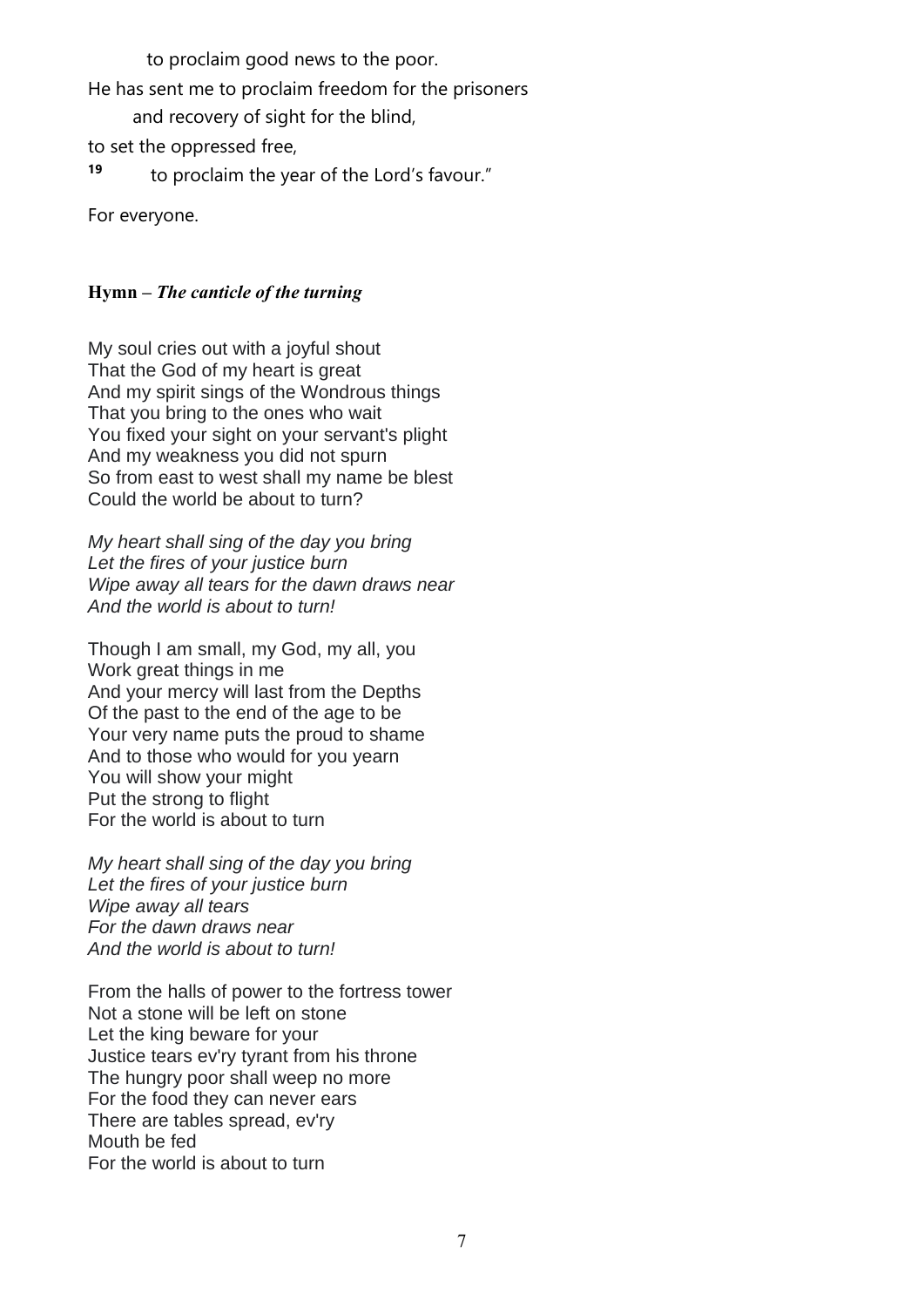to proclaim good news to the poor.

He has sent me to proclaim freedom for the prisoners

and recovery of sight for the blind,

to set the oppressed free,

[19] to proclaim the year of the Lord's favour."

For everyone.

**Hymn –** ***The canticle of the turning***

My soul cries out with a joyful shout
That the God of my heart is great
And my spirit sings of the Wondrous things
That you bring to the ones who wait
You fixed your sight on your servant's plight
And my weakness you did not spurn
So from east to west shall my name be blest
Could the world be about to turn?

*My heart shall sing of the day you bring*
*Let the fires of your justice burn*
*Wipe away all tears for the dawn draws near*
*And the world is about to turn!*

Though I am small, my God, my all, you
Work great things in me
And your mercy will last from the Depths
Of the past to the end of the age to be
Your very name puts the proud to shame
And to those who would for you yearn
You will show your might
Put the strong to flight
For the world is about to turn

*My heart shall sing of the day you bring*
*Let the fires of your justice burn*
*Wipe away all tears*
*For the dawn draws near*
*And the world is about to turn!*

From the halls of power to the fortress tower
Not a stone will be left on stone
Let the king beware for your
Justice tears ev'ry tyrant from his throne
The hungry poor shall weep no more
For the food they can never ears
There are tables spread, ev'ry
Mouth be fed
For the world is about to turn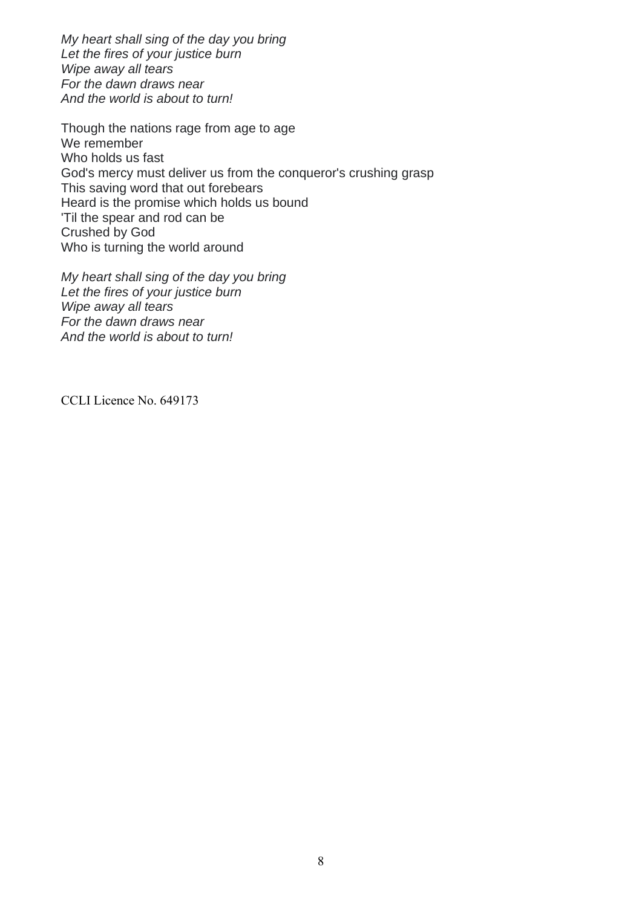*My heart shall sing of the day you bring*
*Let the fires of your justice burn*
*Wipe away all tears*
*For the dawn draws near*
*And the world is about to turn!*

Though the nations rage from age to age
We remember
Who holds us fast
God's mercy must deliver us from the conqueror's crushing grasp
This saving word that out forebears
Heard is the promise which holds us bound
'Til the spear and rod can be
Crushed by God
Who is turning the world around

*My heart shall sing of the day you bring*
*Let the fires of your justice burn*
*Wipe away all tears*
*For the dawn draws near*
*And the world is about to turn!*

CCLI Licence No. 649173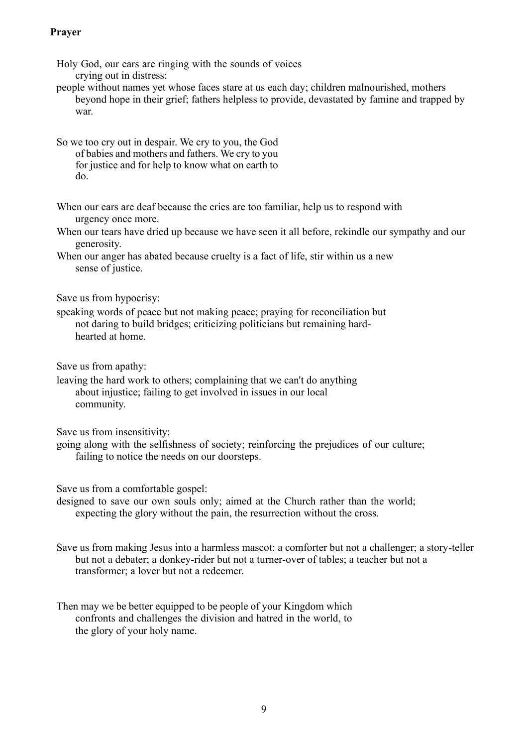**Prayer**

Holy God, our ears are ringing with the sounds of voices crying out in distress:

people without names yet whose faces stare at us each day; children malnourished, mothers beyond hope in their grief; fathers helpless to provide, devastated by famine and trapped by war.

So we too cry out in despair. We cry to you, the God of babies and mothers and fathers. We cry to you for justice and for help to know what on earth to do.

When our ears are deaf because the cries are too familiar, help us to respond with urgency once more.

When our tears have dried up because we have seen it all before, rekindle our sympathy and our generosity.

When our anger has abated because cruelty is a fact of life, stir within us a new sense of justice.

Save us from hypocrisy:

speaking words of peace but not making peace; praying for reconciliation but not daring to build bridges; criticizing politicians but remaining hard-hearted at home.

Save us from apathy:

leaving the hard work to others; complaining that we can't do anything about injustice; failing to get involved in issues in our local community.

Save us from insensitivity:

going along with the selfishness of society; reinforcing the prejudices of our culture; failing to notice the needs on our doorsteps.

Save us from a comfortable gospel:

designed to save our own souls only; aimed at the Church rather than the world; expecting the glory without the pain, the resurrection without the cross.

Save us from making Jesus into a harmless mascot: a comforter but not a challenger; a story-teller but not a debater; a donkey-rider but not a turner-over of tables; a teacher but not a transformer; a lover but not a redeemer.

Then may we be better equipped to be people of your Kingdom which confronts and challenges the division and hatred in the world, to the glory of your holy name.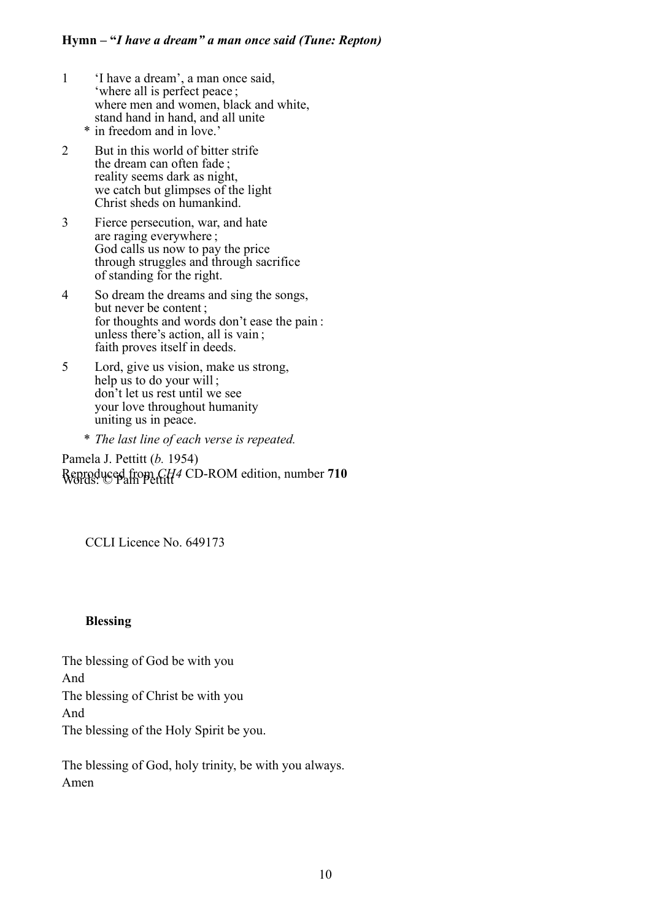**Hymn – "*I have a dream" a man once said (Tune: Repton)***

1 'I have a dream', a man once said,
'where all is perfect peace ;
where men and women, black and white,
stand hand in hand, and all unite
\* in freedom and in love.'

2 But in this world of bitter strife
the dream can often fade ;
reality seems dark as night,
we catch but glimpses of the light
Christ sheds on humankind.

3 Fierce persecution, war, and hate
are raging everywhere ;
God calls us now to pay the price
through struggles and through sacrifice
of standing for the right.

4 So dream the dreams and sing the songs,
but never be content ;
for thoughts and words don't ease the pain :
unless there's action, all is vain ;
faith proves itself in deeds.

5 Lord, give us vision, make us strong,
help us to do your will ;
don't let us rest until we see
your love throughout humanity
uniting us in peace.

\* *The last line of each verse is repeated.*

Pamela J. Pettitt (*b.* 1954)
Words: © Pam Pettitt
Reproduced from *CH4* CD-ROM edition, number **710**

CCLI Licence No. 649173

**Blessing**

The blessing of God be with you
And
The blessing of Christ be with you
And
The blessing of the Holy Spirit be you.

The blessing of God, holy trinity, be with you always.
Amen